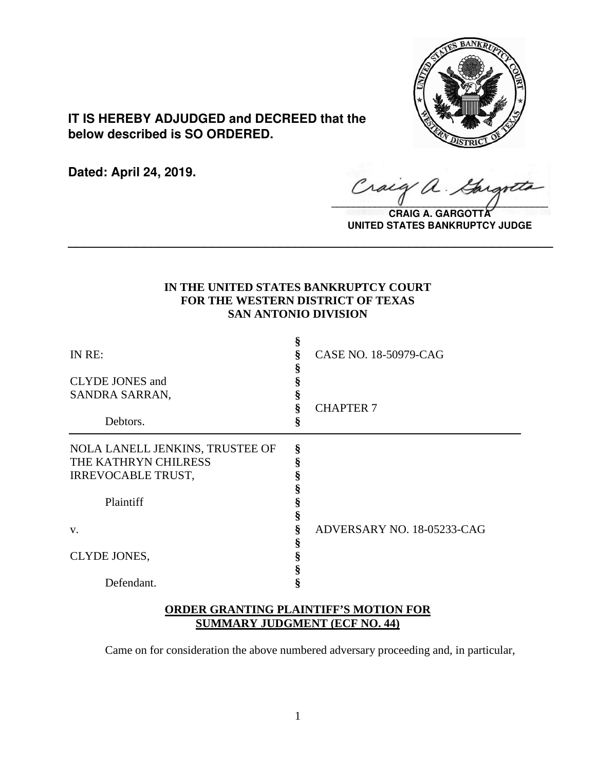**IT IS HEREBY ADJUDGED and DECREED that the below described is SO ORDERED.**

**Dated: April 24, 2019.**

**CRAIG A. GARGOTTA**
**UNITED STATES BANKRUPTCY JUDGE**

---

**IN THE UNITED STATES BANKRUPTCY COURT**
**FOR THE WESTERN DISTRICT OF TEXAS**
**SAN ANTONIO DIVISION**

| | | |
|---|---|---|
| IN RE: | § | CASE NO. 18-50979-CAG |
| CLYDE JONES and SANDRA SARRAN, | § | |
| Debtors. | § | CHAPTER 7 |
| NOLA LANELL JENKINS, TRUSTEE OF THE KATHRYN CHILRESS IRREVOCABLE TRUST, | § | |
| Plaintiff | § | |
| v. | § | ADVERSARY NO. 18-05233-CAG |
| CLYDE JONES, | § | |
| Defendant. | § | |

**ORDER GRANTING PLAINTIFF'S MOTION FOR SUMMARY JUDGMENT (ECF NO. 44)**

Came on for consideration the above numbered adversary proceeding and, in particular,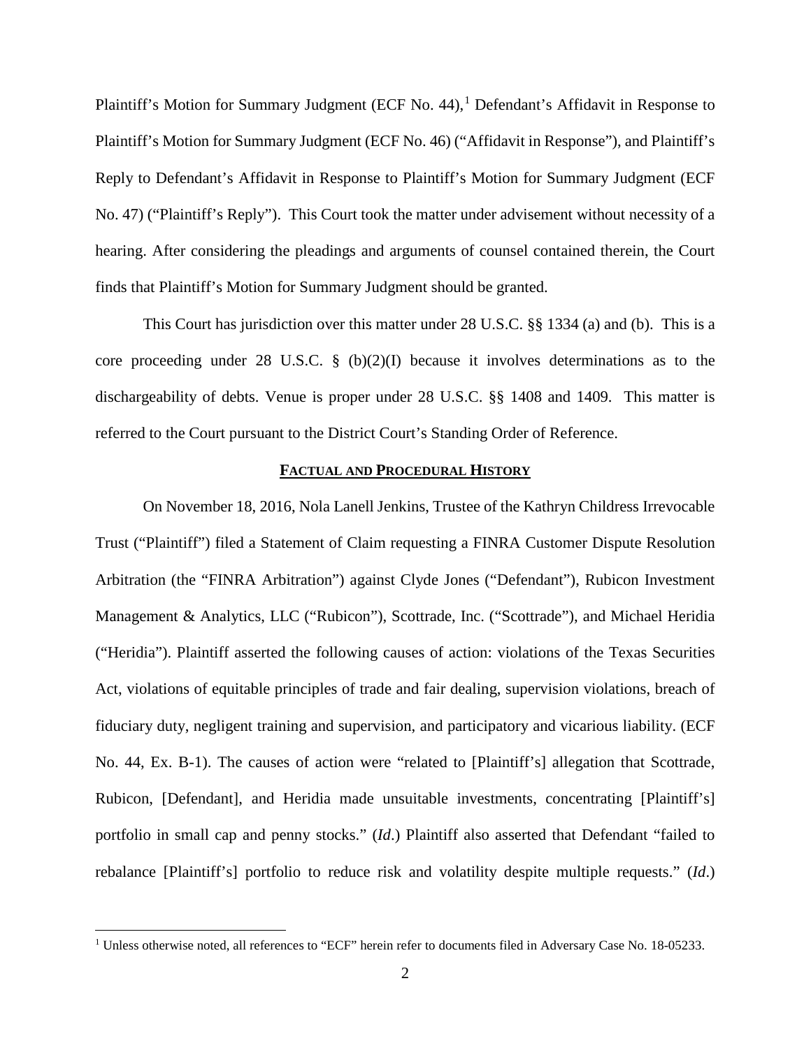Plaintiff's Motion for Summary Judgment (ECF No. 44),[1] Defendant's Affidavit in Response to Plaintiff's Motion for Summary Judgment (ECF No. 46) ("Affidavit in Response"), and Plaintiff's Reply to Defendant's Affidavit in Response to Plaintiff's Motion for Summary Judgment (ECF No. 47) ("Plaintiff's Reply"). This Court took the matter under advisement without necessity of a hearing. After considering the pleadings and arguments of counsel contained therein, the Court finds that Plaintiff's Motion for Summary Judgment should be granted.

This Court has jurisdiction over this matter under 28 U.S.C. §§ 1334 (a) and (b). This is a core proceeding under 28 U.S.C. § (b)(2)(I) because it involves determinations as to the dischargeability of debts. Venue is proper under 28 U.S.C. §§ 1408 and 1409. This matter is referred to the Court pursuant to the District Court's Standing Order of Reference.

## FACTUAL AND PROCEDURAL HISTORY

On November 18, 2016, Nola Lanell Jenkins, Trustee of the Kathryn Childress Irrevocable Trust ("Plaintiff") filed a Statement of Claim requesting a FINRA Customer Dispute Resolution Arbitration (the "FINRA Arbitration") against Clyde Jones ("Defendant"), Rubicon Investment Management & Analytics, LLC ("Rubicon"), Scottrade, Inc. ("Scottrade"), and Michael Heridia ("Heridia"). Plaintiff asserted the following causes of action: violations of the Texas Securities Act, violations of equitable principles of trade and fair dealing, supervision violations, breach of fiduciary duty, negligent training and supervision, and participatory and vicarious liability. (ECF No. 44, Ex. B-1). The causes of action were "related to [Plaintiff's] allegation that Scottrade, Rubicon, [Defendant], and Heridia made unsuitable investments, concentrating [Plaintiff's] portfolio in small cap and penny stocks." (*Id*.) Plaintiff also asserted that Defendant "failed to rebalance [Plaintiff's] portfolio to reduce risk and volatility despite multiple requests." (*Id*.)

[1] Unless otherwise noted, all references to "ECF" herein refer to documents filed in Adversary Case No. 18-05233.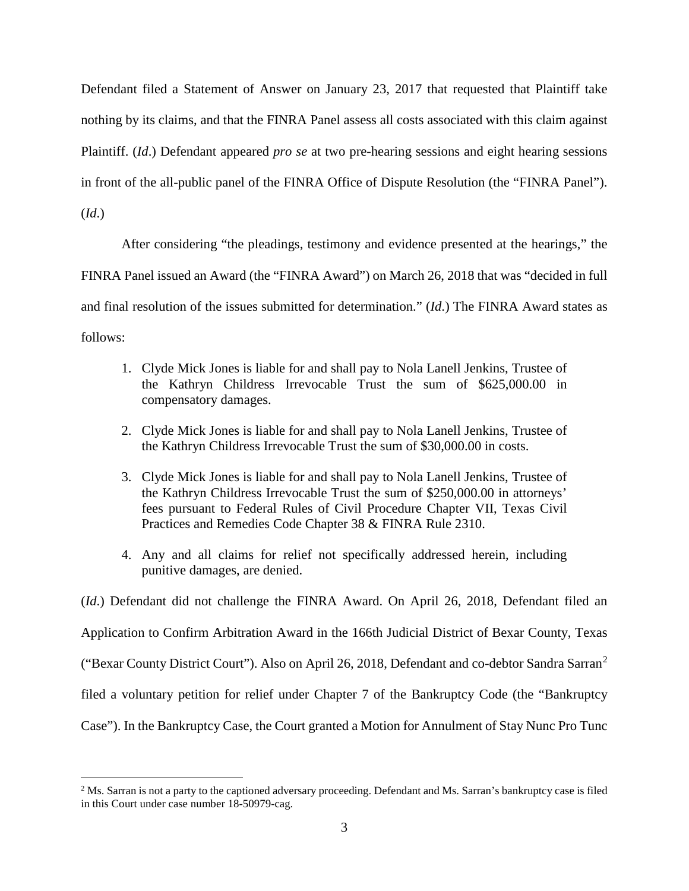Defendant filed a Statement of Answer on January 23, 2017 that requested that Plaintiff take nothing by its claims, and that the FINRA Panel assess all costs associated with this claim against Plaintiff. (*Id*.) Defendant appeared *pro se* at two pre-hearing sessions and eight hearing sessions in front of the all-public panel of the FINRA Office of Dispute Resolution (the "FINRA Panel"). (*Id*.)

After considering "the pleadings, testimony and evidence presented at the hearings," the FINRA Panel issued an Award (the "FINRA Award") on March 26, 2018 that was "decided in full and final resolution of the issues submitted for determination." (*Id*.) The FINRA Award states as follows:

> 1. Clyde Mick Jones is liable for and shall pay to Nola Lanell Jenkins, Trustee of the Kathryn Childress Irrevocable Trust the sum of $625,000.00 in compensatory damages.
>
> 2. Clyde Mick Jones is liable for and shall pay to Nola Lanell Jenkins, Trustee of the Kathryn Childress Irrevocable Trust the sum of $30,000.00 in costs.
>
> 3. Clyde Mick Jones is liable for and shall pay to Nola Lanell Jenkins, Trustee of the Kathryn Childress Irrevocable Trust the sum of $250,000.00 in attorneys' fees pursuant to Federal Rules of Civil Procedure Chapter VII, Texas Civil Practices and Remedies Code Chapter 38 & FINRA Rule 2310.
>
> 4. Any and all claims for relief not specifically addressed herein, including punitive damages, are denied.

(*Id*.) Defendant did not challenge the FINRA Award. On April 26, 2018, Defendant filed an Application to Confirm Arbitration Award in the 166th Judicial District of Bexar County, Texas ("Bexar County District Court"). Also on April 26, 2018, Defendant and co-debtor Sandra Sarran[2] filed a voluntary petition for relief under Chapter 7 of the Bankruptcy Code (the "Bankruptcy Case"). In the Bankruptcy Case, the Court granted a Motion for Annulment of Stay Nunc Pro Tunc

[2] Ms. Sarran is not a party to the captioned adversary proceeding. Defendant and Ms. Sarran's bankruptcy case is filed in this Court under case number 18-50979-cag.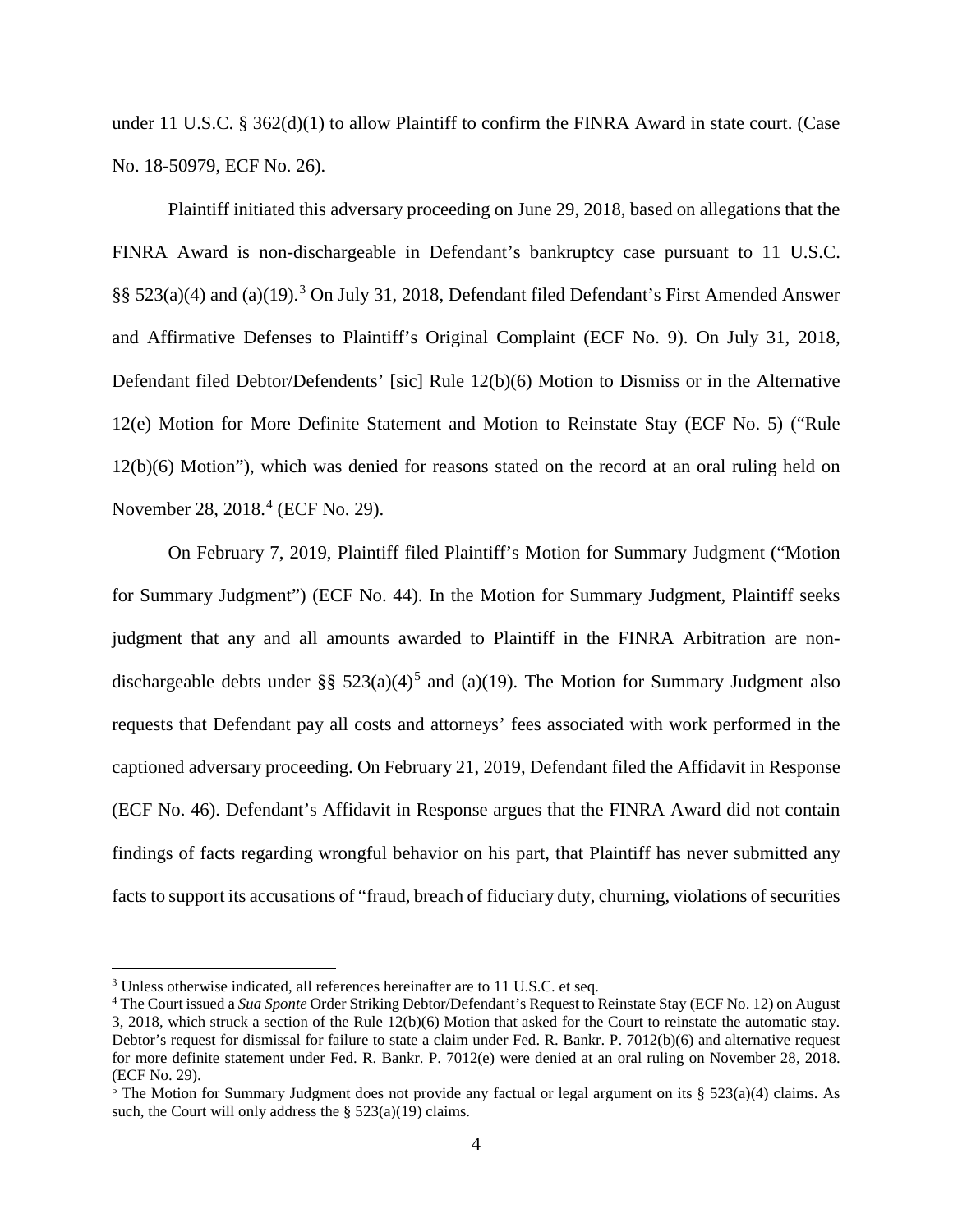under 11 U.S.C. § 362(d)(1) to allow Plaintiff to confirm the FINRA Award in state court. (Case No. 18-50979, ECF No. 26).

Plaintiff initiated this adversary proceeding on June 29, 2018, based on allegations that the FINRA Award is non-dischargeable in Defendant's bankruptcy case pursuant to 11 U.S.C. §§ 523(a)(4) and (a)(19).[3] On July 31, 2018, Defendant filed Defendant's First Amended Answer and Affirmative Defenses to Plaintiff's Original Complaint (ECF No. 9). On July 31, 2018, Defendant filed Debtor/Defendents' [sic] Rule 12(b)(6) Motion to Dismiss or in the Alternative 12(e) Motion for More Definite Statement and Motion to Reinstate Stay (ECF No. 5) ("Rule 12(b)(6) Motion"), which was denied for reasons stated on the record at an oral ruling held on November 28, 2018.[4] (ECF No. 29).

On February 7, 2019, Plaintiff filed Plaintiff's Motion for Summary Judgment ("Motion for Summary Judgment") (ECF No. 44). In the Motion for Summary Judgment, Plaintiff seeks judgment that any and all amounts awarded to Plaintiff in the FINRA Arbitration are non-dischargeable debts under §§ 523(a)(4)[5] and (a)(19). The Motion for Summary Judgment also requests that Defendant pay all costs and attorneys' fees associated with work performed in the captioned adversary proceeding. On February 21, 2019, Defendant filed the Affidavit in Response (ECF No. 46). Defendant's Affidavit in Response argues that the FINRA Award did not contain findings of facts regarding wrongful behavior on his part, that Plaintiff has never submitted any facts to support its accusations of "fraud, breach of fiduciary duty, churning, violations of securities

---

[3] Unless otherwise indicated, all references hereinafter are to 11 U.S.C. et seq.

[4] The Court issued a *Sua Sponte* Order Striking Debtor/Defendant's Request to Reinstate Stay (ECF No. 12) on August 3, 2018, which struck a section of the Rule 12(b)(6) Motion that asked for the Court to reinstate the automatic stay. Debtor's request for dismissal for failure to state a claim under Fed. R. Bankr. P. 7012(b)(6) and alternative request for more definite statement under Fed. R. Bankr. P. 7012(e) were denied at an oral ruling on November 28, 2018. (ECF No. 29).

[5] The Motion for Summary Judgment does not provide any factual or legal argument on its § 523(a)(4) claims. As such, the Court will only address the § 523(a)(19) claims.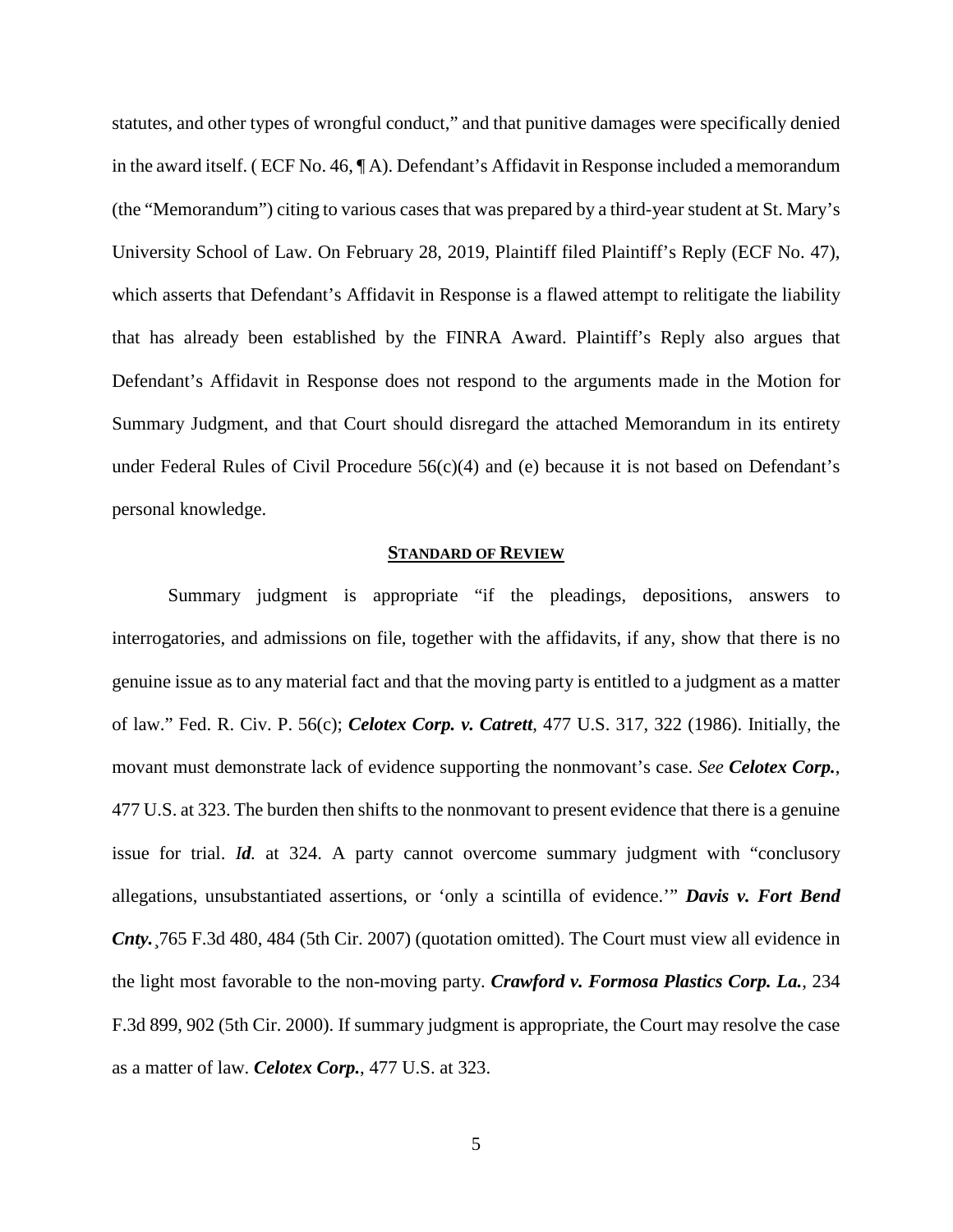statutes, and other types of wrongful conduct," and that punitive damages were specifically denied in the award itself. ( ECF No. 46, ¶ A). Defendant's Affidavit in Response included a memorandum (the "Memorandum") citing to various cases that was prepared by a third-year student at St. Mary's University School of Law. On February 28, 2019, Plaintiff filed Plaintiff's Reply (ECF No. 47), which asserts that Defendant's Affidavit in Response is a flawed attempt to relitigate the liability that has already been established by the FINRA Award. Plaintiff's Reply also argues that Defendant's Affidavit in Response does not respond to the arguments made in the Motion for Summary Judgment, and that Court should disregard the attached Memorandum in its entirety under Federal Rules of Civil Procedure 56(c)(4) and (e) because it is not based on Defendant's personal knowledge.

## STANDARD OF REVIEW

Summary judgment is appropriate "if the pleadings, depositions, answers to interrogatories, and admissions on file, together with the affidavits, if any, show that there is no genuine issue as to any material fact and that the moving party is entitled to a judgment as a matter of law." Fed. R. Civ. P. 56(c); ***Celotex Corp. v. Catrett***, 477 U.S. 317, 322 (1986). Initially, the movant must demonstrate lack of evidence supporting the nonmovant's case. *See* ***Celotex Corp.***, 477 U.S. at 323. The burden then shifts to the nonmovant to present evidence that there is a genuine issue for trial. ***Id.*** at 324. A party cannot overcome summary judgment with "conclusory allegations, unsubstantiated assertions, or 'only a scintilla of evidence.'" ***Davis v. Fort Bend Cnty.***¸765 F.3d 480, 484 (5th Cir. 2007) (quotation omitted). The Court must view all evidence in the light most favorable to the non-moving party. ***Crawford v. Formosa Plastics Corp. La.***, 234 F.3d 899, 902 (5th Cir. 2000). If summary judgment is appropriate, the Court may resolve the case as a matter of law. ***Celotex Corp.***, 477 U.S. at 323.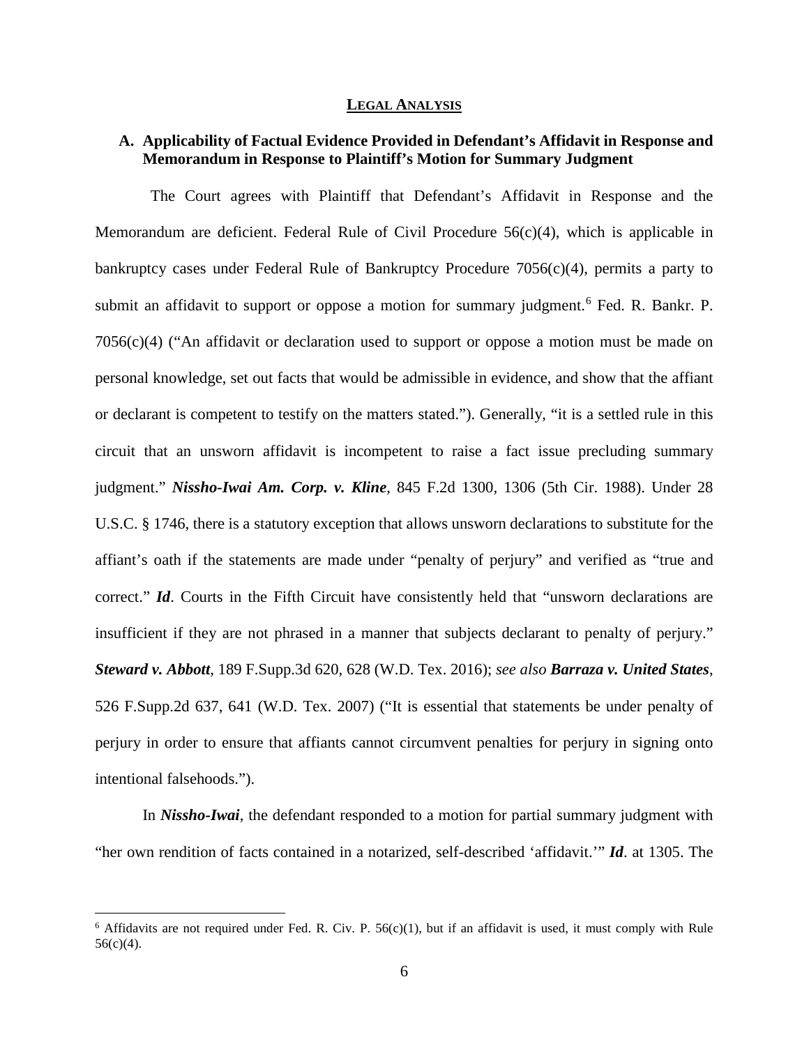## LEGAL ANALYSIS

### A. Applicability of Factual Evidence Provided in Defendant's Affidavit in Response and Memorandum in Response to Plaintiff's Motion for Summary Judgment

The Court agrees with Plaintiff that Defendant's Affidavit in Response and the Memorandum are deficient. Federal Rule of Civil Procedure 56(c)(4), which is applicable in bankruptcy cases under Federal Rule of Bankruptcy Procedure 7056(c)(4), permits a party to submit an affidavit to support or oppose a motion for summary judgment.[6] Fed. R. Bankr. P. 7056(c)(4) ("An affidavit or declaration used to support or oppose a motion must be made on personal knowledge, set out facts that would be admissible in evidence, and show that the affiant or declarant is competent to testify on the matters stated."). Generally, "it is a settled rule in this circuit that an unsworn affidavit is incompetent to raise a fact issue precluding summary judgment." ***Nissho-Iwai Am. Corp. v. Kline***, 845 F.2d 1300, 1306 (5th Cir. 1988). Under 28 U.S.C. § 1746, there is a statutory exception that allows unsworn declarations to substitute for the affiant's oath if the statements are made under "penalty of perjury" and verified as "true and correct." ***Id***. Courts in the Fifth Circuit have consistently held that "unsworn declarations are insufficient if they are not phrased in a manner that subjects declarant to penalty of perjury." ***Steward v. Abbott***, 189 F.Supp.3d 620, 628 (W.D. Tex. 2016); *see also* ***Barraza v. United States***, 526 F.Supp.2d 637, 641 (W.D. Tex. 2007) ("It is essential that statements be under penalty of perjury in order to ensure that affiants cannot circumvent penalties for perjury in signing onto intentional falsehoods.").

In ***Nissho-Iwai***, the defendant responded to a motion for partial summary judgment with "her own rendition of facts contained in a notarized, self-described 'affidavit.'" ***Id***. at 1305. The

---

[6] Affidavits are not required under Fed. R. Civ. P. 56(c)(1), but if an affidavit is used, it must comply with Rule 56(c)(4).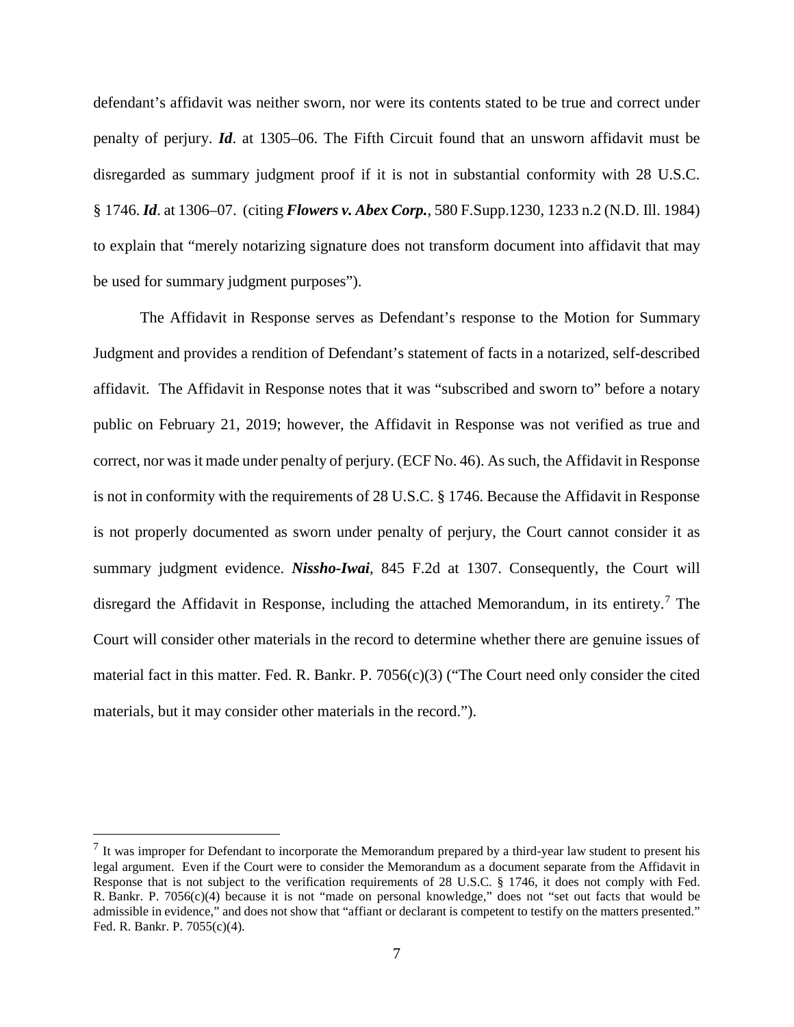defendant's affidavit was neither sworn, nor were its contents stated to be true and correct under penalty of perjury. ***Id***. at 1305–06. The Fifth Circuit found that an unsworn affidavit must be disregarded as summary judgment proof if it is not in substantial conformity with 28 U.S.C. § 1746. ***Id***. at 1306–07. (citing ***Flowers v. Abex Corp.***, 580 F.Supp.1230, 1233 n.2 (N.D. Ill. 1984) to explain that "merely notarizing signature does not transform document into affidavit that may be used for summary judgment purposes").

The Affidavit in Response serves as Defendant's response to the Motion for Summary Judgment and provides a rendition of Defendant's statement of facts in a notarized, self-described affidavit. The Affidavit in Response notes that it was "subscribed and sworn to" before a notary public on February 21, 2019; however, the Affidavit in Response was not verified as true and correct, nor was it made under penalty of perjury. (ECF No. 46). As such, the Affidavit in Response is not in conformity with the requirements of 28 U.S.C. § 1746. Because the Affidavit in Response is not properly documented as sworn under penalty of perjury, the Court cannot consider it as summary judgment evidence. ***Nissho-Iwai***, 845 F.2d at 1307. Consequently, the Court will disregard the Affidavit in Response, including the attached Memorandum, in its entirety.[7] The Court will consider other materials in the record to determine whether there are genuine issues of material fact in this matter. Fed. R. Bankr. P. 7056(c)(3) ("The Court need only consider the cited materials, but it may consider other materials in the record.").

[7] It was improper for Defendant to incorporate the Memorandum prepared by a third-year law student to present his legal argument. Even if the Court were to consider the Memorandum as a document separate from the Affidavit in Response that is not subject to the verification requirements of 28 U.S.C. § 1746, it does not comply with Fed. R. Bankr. P. 7056(c)(4) because it is not "made on personal knowledge," does not "set out facts that would be admissible in evidence," and does not show that "affiant or declarant is competent to testify on the matters presented." Fed. R. Bankr. P. 7055(c)(4).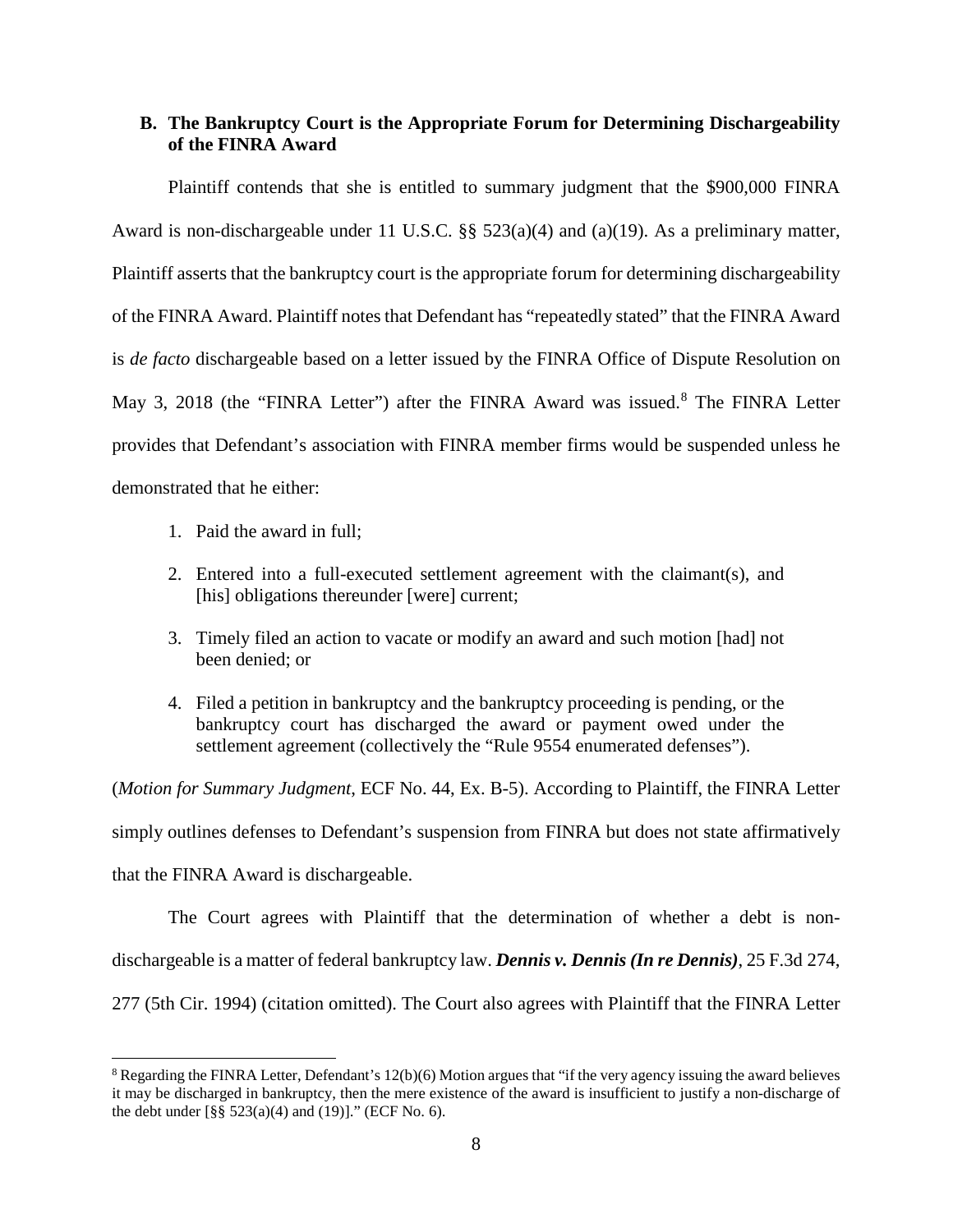### B. The Bankruptcy Court is the Appropriate Forum for Determining Dischargeability of the FINRA Award

Plaintiff contends that she is entitled to summary judgment that the $900,000 FINRA Award is non-dischargeable under 11 U.S.C. §§ 523(a)(4) and (a)(19). As a preliminary matter, Plaintiff asserts that the bankruptcy court is the appropriate forum for determining dischargeability of the FINRA Award. Plaintiff notes that Defendant has "repeatedly stated" that the FINRA Award is *de facto* dischargeable based on a letter issued by the FINRA Office of Dispute Resolution on May 3, 2018 (the "FINRA Letter") after the FINRA Award was issued.[8] The FINRA Letter provides that Defendant's association with FINRA member firms would be suspended unless he demonstrated that he either:

1. Paid the award in full;
2. Entered into a full-executed settlement agreement with the claimant(s), and [his] obligations thereunder [were] current;
3. Timely filed an action to vacate or modify an award and such motion [had] not been denied; or
4. Filed a petition in bankruptcy and the bankruptcy proceeding is pending, or the bankruptcy court has discharged the award or payment owed under the settlement agreement (collectively the "Rule 9554 enumerated defenses").

(*Motion for Summary Judgment*, ECF No. 44, Ex. B-5). According to Plaintiff, the FINRA Letter simply outlines defenses to Defendant's suspension from FINRA but does not state affirmatively that the FINRA Award is dischargeable.

The Court agrees with Plaintiff that the determination of whether a debt is non-dischargeable is a matter of federal bankruptcy law. ***Dennis v. Dennis (In re Dennis)***, 25 F.3d 274, 277 (5th Cir. 1994) (citation omitted). The Court also agrees with Plaintiff that the FINRA Letter

[8] Regarding the FINRA Letter, Defendant's 12(b)(6) Motion argues that "if the very agency issuing the award believes it may be discharged in bankruptcy, then the mere existence of the award is insufficient to justify a non-discharge of the debt under [§§ 523(a)(4) and (19)]." (ECF No. 6).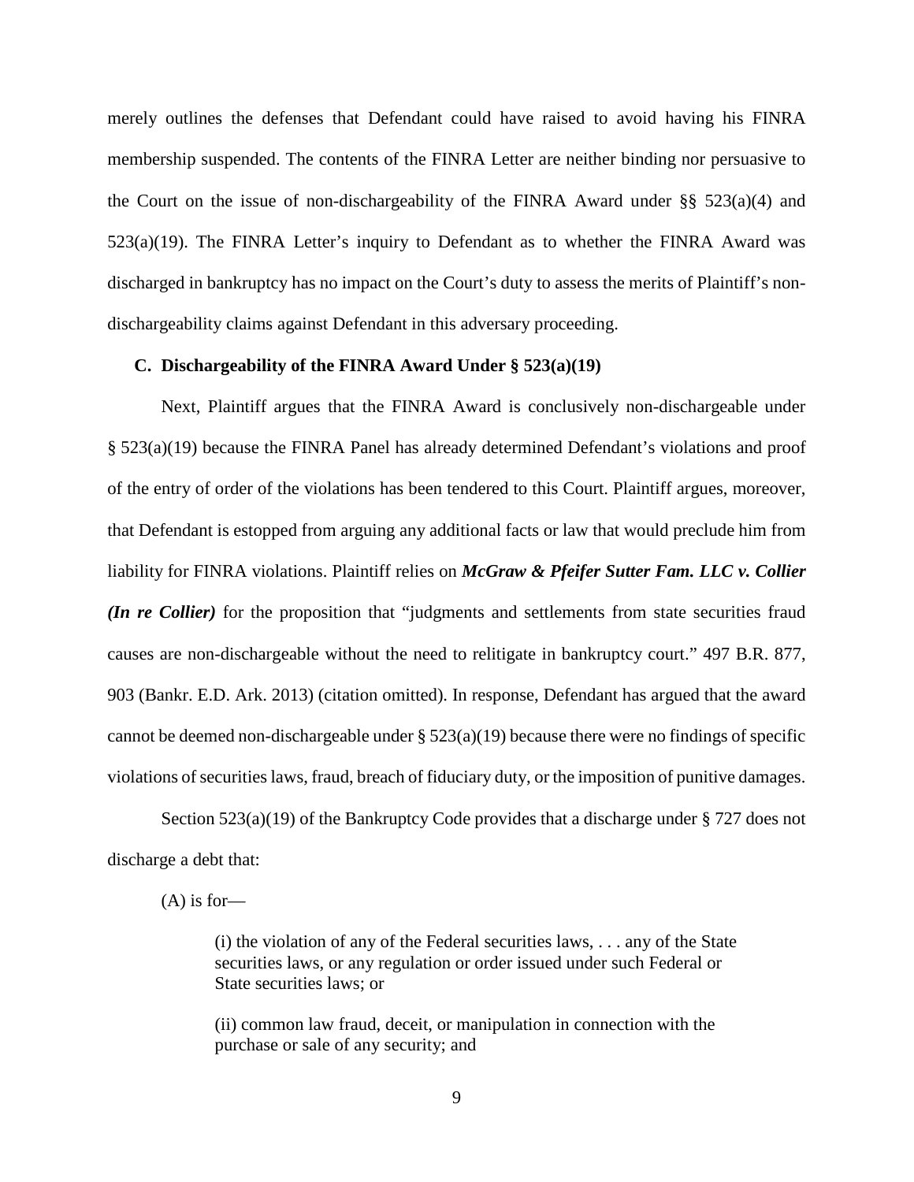merely outlines the defenses that Defendant could have raised to avoid having his FINRA membership suspended. The contents of the FINRA Letter are neither binding nor persuasive to the Court on the issue of non-dischargeability of the FINRA Award under §§ 523(a)(4) and 523(a)(19). The FINRA Letter's inquiry to Defendant as to whether the FINRA Award was discharged in bankruptcy has no impact on the Court's duty to assess the merits of Plaintiff's non-dischargeability claims against Defendant in this adversary proceeding.

### C. Dischargeability of the FINRA Award Under § 523(a)(19)

Next, Plaintiff argues that the FINRA Award is conclusively non-dischargeable under § 523(a)(19) because the FINRA Panel has already determined Defendant's violations and proof of the entry of order of the violations has been tendered to this Court. Plaintiff argues, moreover, that Defendant is estopped from arguing any additional facts or law that would preclude him from liability for FINRA violations. Plaintiff relies on ***McGraw & Pfeifer Sutter Fam. LLC v. Collier (In re Collier)*** for the proposition that "judgments and settlements from state securities fraud causes are non-dischargeable without the need to relitigate in bankruptcy court." 497 B.R. 877, 903 (Bankr. E.D. Ark. 2013) (citation omitted). In response, Defendant has argued that the award cannot be deemed non-dischargeable under § 523(a)(19) because there were no findings of specific violations of securities laws, fraud, breach of fiduciary duty, or the imposition of punitive damages.

Section 523(a)(19) of the Bankruptcy Code provides that a discharge under § 727 does not discharge a debt that:

> (A) is for—
>
> > (i) the violation of any of the Federal securities laws, . . . any of the State securities laws, or any regulation or order issued under such Federal or State securities laws; or
> >
> > (ii) common law fraud, deceit, or manipulation in connection with the purchase or sale of any security; and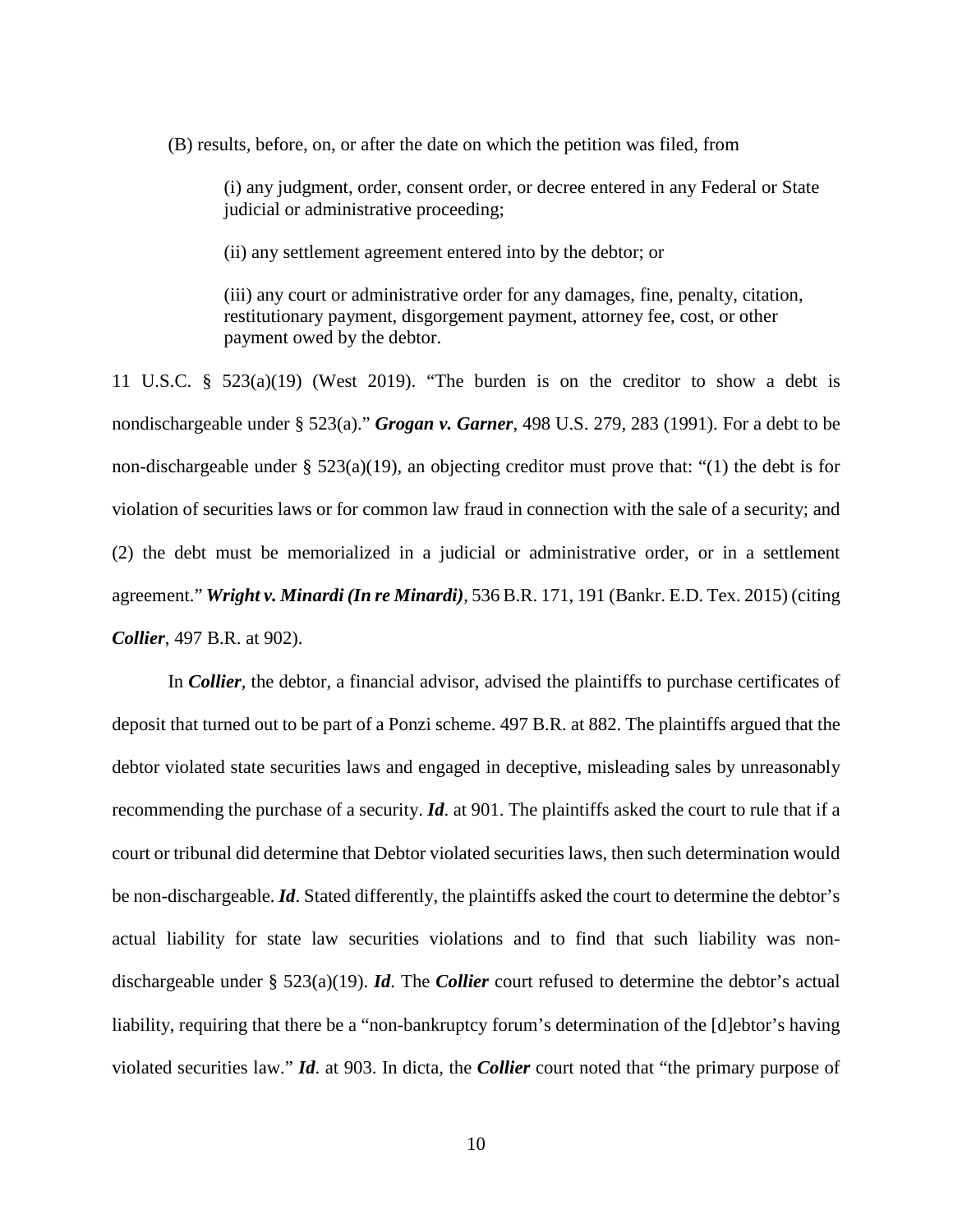(B) results, before, on, or after the date on which the petition was filed, from

> (i) any judgment, order, consent order, or decree entered in any Federal or State judicial or administrative proceeding;
>
> (ii) any settlement agreement entered into by the debtor; or
>
> (iii) any court or administrative order for any damages, fine, penalty, citation, restitutionary payment, disgorgement payment, attorney fee, cost, or other payment owed by the debtor.

11 U.S.C. § 523(a)(19) (West 2019). "The burden is on the creditor to show a debt is nondischargeable under § 523(a)." ***Grogan v. Garner***, 498 U.S. 279, 283 (1991). For a debt to be non-dischargeable under § 523(a)(19), an objecting creditor must prove that: "(1) the debt is for violation of securities laws or for common law fraud in connection with the sale of a security; and (2) the debt must be memorialized in a judicial or administrative order, or in a settlement agreement." ***Wright v. Minardi (In re Minardi)***, 536 B.R. 171, 191 (Bankr. E.D. Tex. 2015) (citing ***Collier***, 497 B.R. at 902).

In ***Collier***, the debtor, a financial advisor, advised the plaintiffs to purchase certificates of deposit that turned out to be part of a Ponzi scheme. 497 B.R. at 882. The plaintiffs argued that the debtor violated state securities laws and engaged in deceptive, misleading sales by unreasonably recommending the purchase of a security. ***Id***. at 901. The plaintiffs asked the court to rule that if a court or tribunal did determine that Debtor violated securities laws, then such determination would be non-dischargeable. ***Id***. Stated differently, the plaintiffs asked the court to determine the debtor's actual liability for state law securities violations and to find that such liability was non-dischargeable under § 523(a)(19). ***Id***. The ***Collier*** court refused to determine the debtor's actual liability, requiring that there be a "non-bankruptcy forum's determination of the [d]ebtor's having violated securities law." ***Id***. at 903. In dicta, the ***Collier*** court noted that "the primary purpose of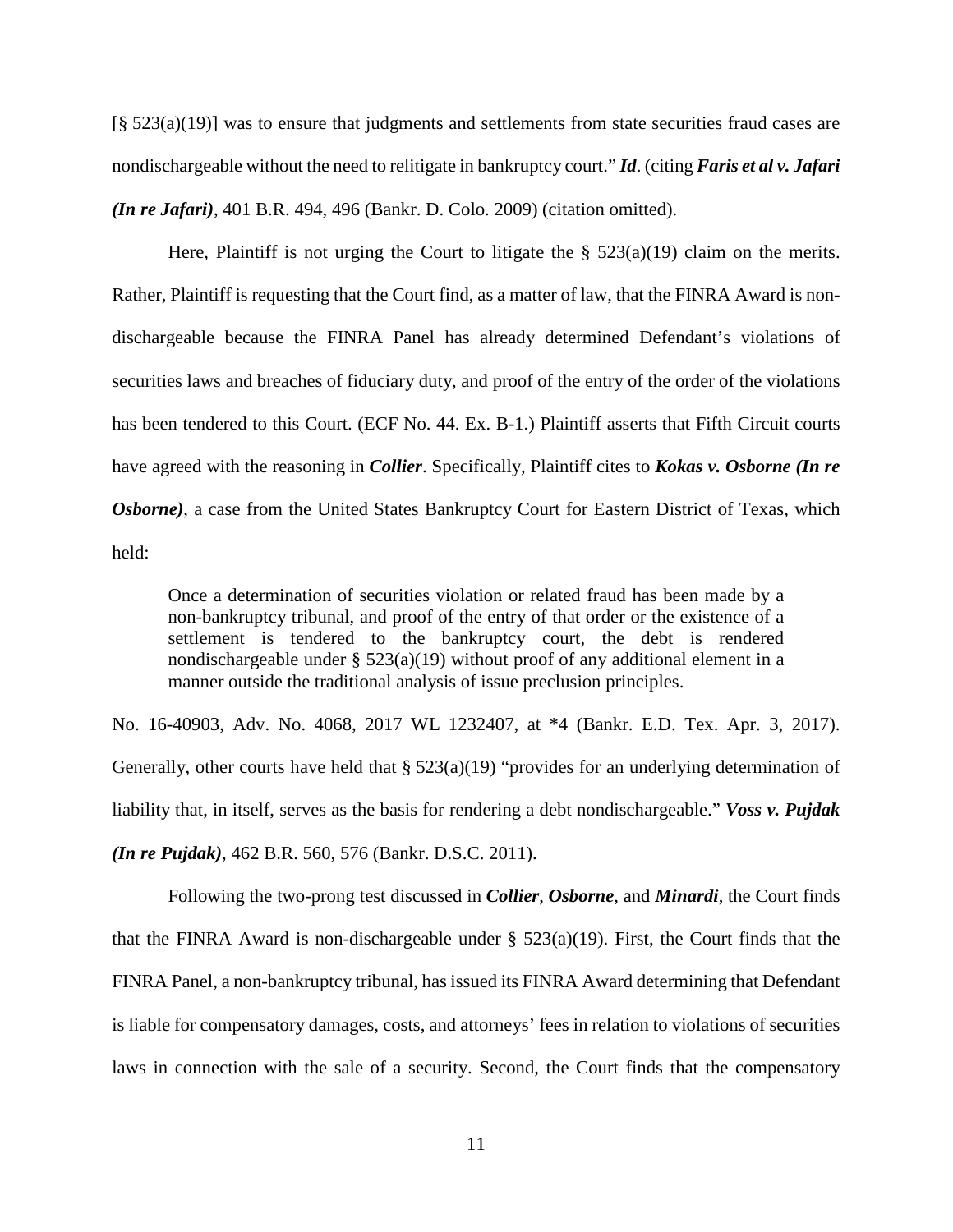[§ 523(a)(19)] was to ensure that judgments and settlements from state securities fraud cases are nondischargeable without the need to relitigate in bankruptcy court." ***Id***. (citing ***Faris et al v. Jafari (In re Jafari)***, 401 B.R. 494, 496 (Bankr. D. Colo. 2009) (citation omitted).

Here, Plaintiff is not urging the Court to litigate the § 523(a)(19) claim on the merits. Rather, Plaintiff is requesting that the Court find, as a matter of law, that the FINRA Award is non-dischargeable because the FINRA Panel has already determined Defendant's violations of securities laws and breaches of fiduciary duty, and proof of the entry of the order of the violations has been tendered to this Court. (ECF No. 44. Ex. B-1.) Plaintiff asserts that Fifth Circuit courts have agreed with the reasoning in ***Collier***. Specifically, Plaintiff cites to ***Kokas v. Osborne (In re Osborne)***, a case from the United States Bankruptcy Court for Eastern District of Texas, which held:

> Once a determination of securities violation or related fraud has been made by a non-bankruptcy tribunal, and proof of the entry of that order or the existence of a settlement is tendered to the bankruptcy court, the debt is rendered nondischargeable under § 523(a)(19) without proof of any additional element in a manner outside the traditional analysis of issue preclusion principles.

No. 16-40903, Adv. No. 4068, 2017 WL 1232407, at *4 (Bankr. E.D. Tex. Apr. 3, 2017). Generally, other courts have held that § 523(a)(19) "provides for an underlying determination of liability that, in itself, serves as the basis for rendering a debt nondischargeable." ***Voss v. Pujdak (In re Pujdak)***, 462 B.R. 560, 576 (Bankr. D.S.C. 2011).

Following the two-prong test discussed in ***Collier***, ***Osborne***, and ***Minardi***, the Court finds that the FINRA Award is non-dischargeable under § 523(a)(19). First, the Court finds that the FINRA Panel, a non-bankruptcy tribunal, has issued its FINRA Award determining that Defendant is liable for compensatory damages, costs, and attorneys' fees in relation to violations of securities laws in connection with the sale of a security. Second, the Court finds that the compensatory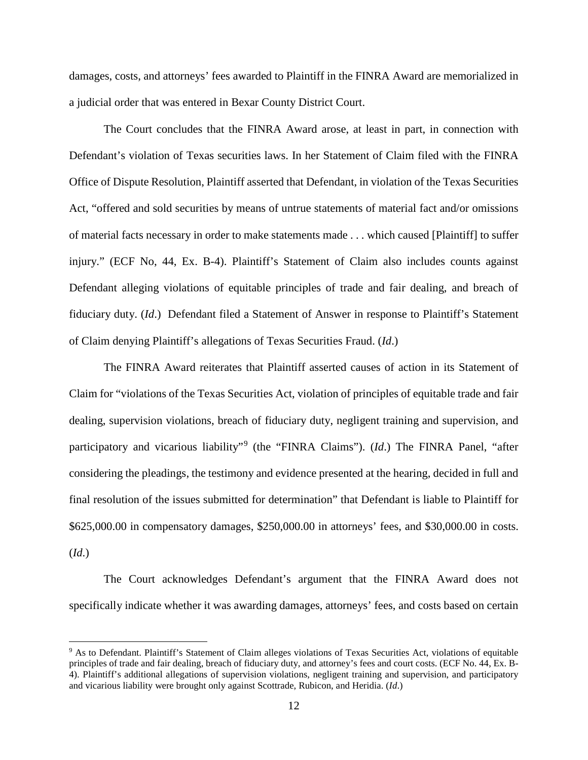damages, costs, and attorneys' fees awarded to Plaintiff in the FINRA Award are memorialized in a judicial order that was entered in Bexar County District Court.

The Court concludes that the FINRA Award arose, at least in part, in connection with Defendant's violation of Texas securities laws. In her Statement of Claim filed with the FINRA Office of Dispute Resolution, Plaintiff asserted that Defendant, in violation of the Texas Securities Act, "offered and sold securities by means of untrue statements of material fact and/or omissions of material facts necessary in order to make statements made . . . which caused [Plaintiff] to suffer injury." (ECF No, 44, Ex. B-4). Plaintiff's Statement of Claim also includes counts against Defendant alleging violations of equitable principles of trade and fair dealing, and breach of fiduciary duty. (*Id*.) Defendant filed a Statement of Answer in response to Plaintiff's Statement of Claim denying Plaintiff's allegations of Texas Securities Fraud. (*Id*.)

The FINRA Award reiterates that Plaintiff asserted causes of action in its Statement of Claim for "violations of the Texas Securities Act, violation of principles of equitable trade and fair dealing, supervision violations, breach of fiduciary duty, negligent training and supervision, and participatory and vicarious liability"[9] (the "FINRA Claims"). (*Id*.) The FINRA Panel, "after considering the pleadings, the testimony and evidence presented at the hearing, decided in full and final resolution of the issues submitted for determination" that Defendant is liable to Plaintiff for \$625,000.00 in compensatory damages, \$250,000.00 in attorneys' fees, and \$30,000.00 in costs. (*Id*.)

The Court acknowledges Defendant's argument that the FINRA Award does not specifically indicate whether it was awarding damages, attorneys' fees, and costs based on certain

[9] As to Defendant. Plaintiff's Statement of Claim alleges violations of Texas Securities Act, violations of equitable principles of trade and fair dealing, breach of fiduciary duty, and attorney's fees and court costs. (ECF No. 44, Ex. B-4). Plaintiff's additional allegations of supervision violations, negligent training and supervision, and participatory and vicarious liability were brought only against Scottrade, Rubicon, and Heridia. (*Id*.)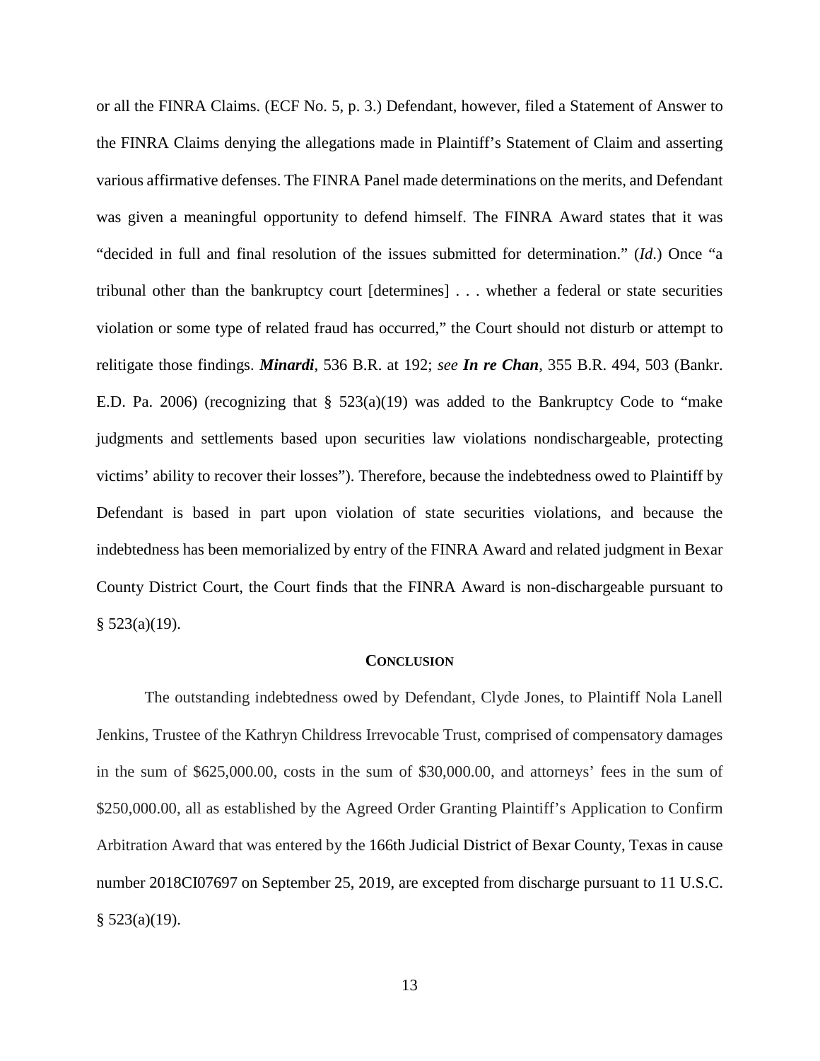or all the FINRA Claims. (ECF No. 5, p. 3.) Defendant, however, filed a Statement of Answer to the FINRA Claims denying the allegations made in Plaintiff's Statement of Claim and asserting various affirmative defenses. The FINRA Panel made determinations on the merits, and Defendant was given a meaningful opportunity to defend himself. The FINRA Award states that it was "decided in full and final resolution of the issues submitted for determination." (*Id*.) Once "a tribunal other than the bankruptcy court [determines] . . . whether a federal or state securities violation or some type of related fraud has occurred," the Court should not disturb or attempt to relitigate those findings. ***Minardi***, 536 B.R. at 192; *see **In re Chan***, 355 B.R. 494, 503 (Bankr. E.D. Pa. 2006) (recognizing that § 523(a)(19) was added to the Bankruptcy Code to "make judgments and settlements based upon securities law violations nondischargeable, protecting victims' ability to recover their losses"). Therefore, because the indebtedness owed to Plaintiff by Defendant is based in part upon violation of state securities violations, and because the indebtedness has been memorialized by entry of the FINRA Award and related judgment in Bexar County District Court, the Court finds that the FINRA Award is non-dischargeable pursuant to § 523(a)(19).

## CONCLUSION

The outstanding indebtedness owed by Defendant, Clyde Jones, to Plaintiff Nola Lanell Jenkins, Trustee of the Kathryn Childress Irrevocable Trust, comprised of compensatory damages in the sum of $625,000.00, costs in the sum of $30,000.00, and attorneys' fees in the sum of $250,000.00, all as established by the Agreed Order Granting Plaintiff's Application to Confirm Arbitration Award that was entered by the 166th Judicial District of Bexar County, Texas in cause number 2018CI07697 on September 25, 2019, are excepted from discharge pursuant to 11 U.S.C. § 523(a)(19).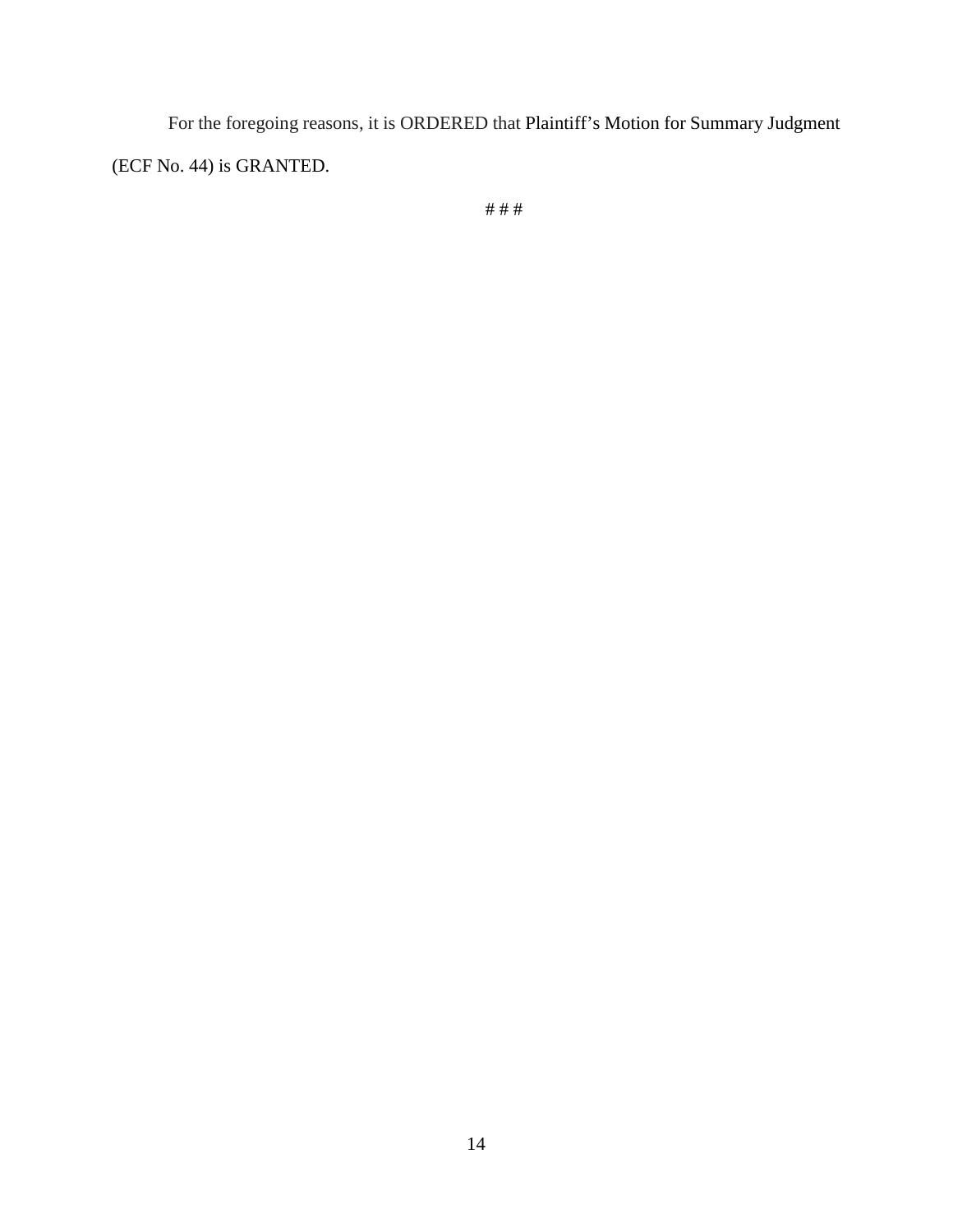For the foregoing reasons, it is ORDERED that Plaintiff's Motion for Summary Judgment (ECF No. 44) is GRANTED.

# # #